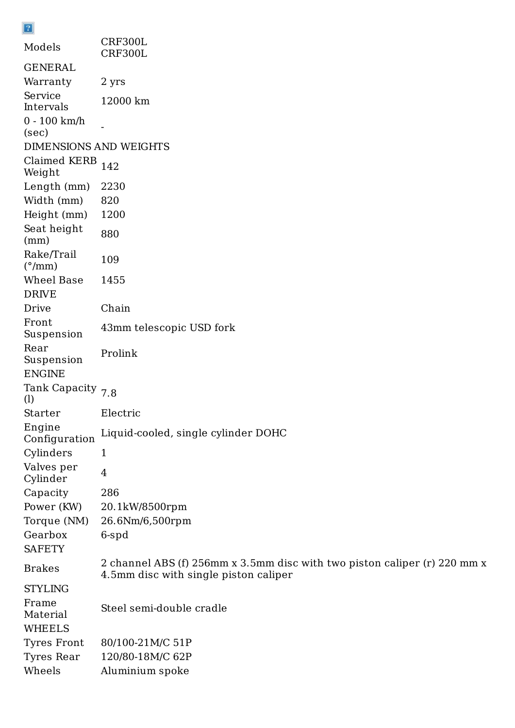| Models | CRF300L<br>CRF300L |
|---|---|
| GENERAL | |
| Warranty | 2 yrs |
| Service Intervals | 12000 km |
| 0 - 100 km/h (sec) | - |
| DIMENSIONS AND WEIGHTS | |
| Claimed KERB Weight | 142 |
| Length (mm) | 2230 |
| Width (mm) | 820 |
| Height (mm) | 1200 |
| Seat height (mm) | 880 |
| Rake/Trail (°/mm) | 109 |
| Wheel Base | 1455 |
| DRIVE | |
| Drive | Chain |
| Front Suspension | 43mm telescopic USD fork |
| Rear Suspension | Prolink |
| ENGINE | |
| Tank Capacity (l) | 7.8 |
| Starter | Electric |
| Engine Configuration | Liquid-cooled, single cylinder DOHC |
| Cylinders | 1 |
| Valves per Cylinder | 4 |
| Capacity | 286 |
| Power (KW) | 20.1kW/8500rpm |
| Torque (NM) | 26.6Nm/6,500rpm |
| Gearbox | 6-spd |
| SAFETY | |
| Brakes | 2 channel ABS (f) 256mm x 3.5mm disc with two piston caliper (r) 220 mm x 4.5mm disc with single piston caliper |
| STYLING | |
| Frame Material | Steel semi-double cradle |
| WHEELS | |
| Tyres Front | 80/100-21M/C 51P |
| Tyres Rear | 120/80-18M/C 62P |
| Wheels | Aluminium spoke |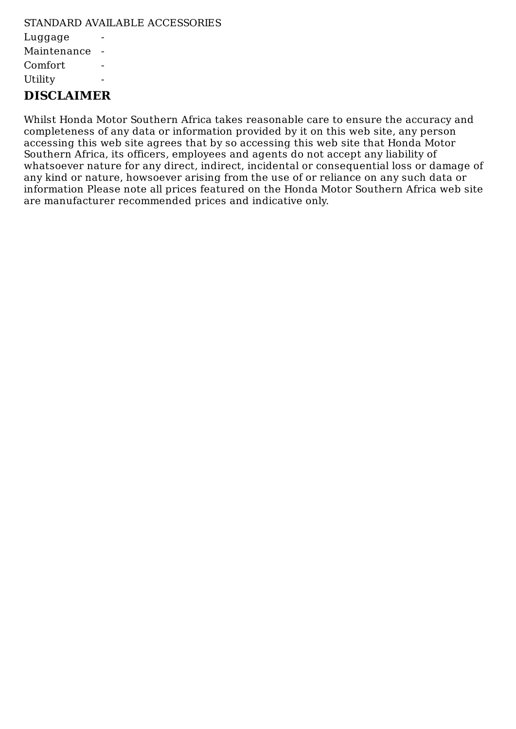STANDARD AVAILABLE ACCESSORIES

| | |
|---|---|
| Luggage | - |
| Maintenance | - |
| Comfort | - |
| Utility | - |

## DISCLAIMER

Whilst Honda Motor Southern Africa takes reasonable care to ensure the accuracy and completeness of any data or information provided by it on this web site, any person accessing this web site agrees that by so accessing this web site that Honda Motor Southern Africa, its officers, employees and agents do not accept any liability of whatsoever nature for any direct, indirect, incidental or consequential loss or damage of any kind or nature, howsoever arising from the use of or reliance on any such data or information Please note all prices featured on the Honda Motor Southern Africa web site are manufacturer recommended prices and indicative only.